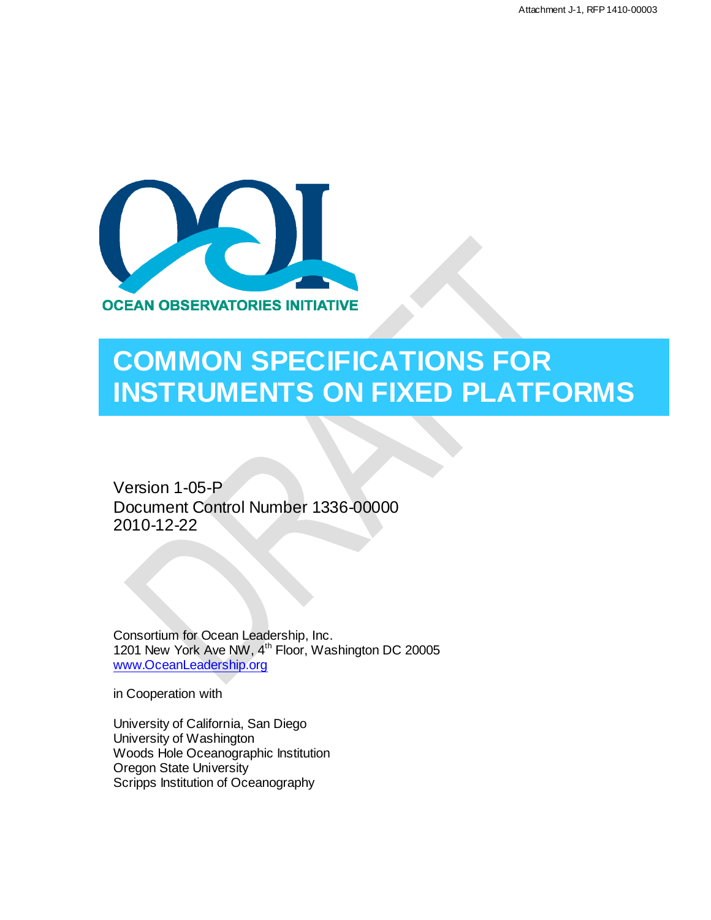Attachment J-1, RFP 1410-00003

OCEAN OBSERVATORIES INITIATIVE

# COMMON SPECIFICATIONS FOR INSTRUMENTS ON FIXED PLATFORMS

Version 1-05-P
Document Control Number 1336-00000
2010-12-22

Consortium for Ocean Leadership, Inc.
1201 New York Ave NW, 4th Floor, Washington DC 20005
www.OceanLeadership.org

in Cooperation with

University of California, San Diego
University of Washington
Woods Hole Oceanographic Institution
Oregon State University
Scripps Institution of Oceanography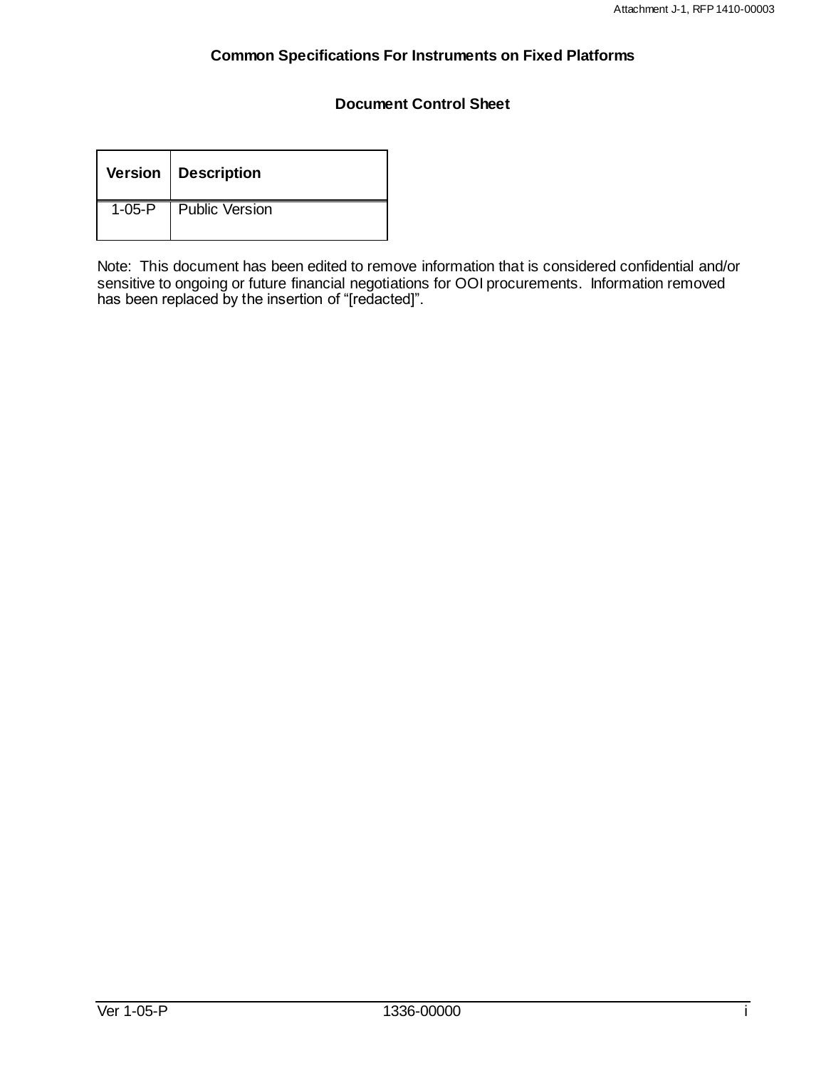## Common Specifications For Instruments on Fixed Platforms

### Document Control Sheet

| Version | Description |
|---|---|
| 1-05-P | Public Version |

Note: This document has been edited to remove information that is considered confidential and/or sensitive to ongoing or future financial negotiations for OOI procurements. Information removed has been replaced by the insertion of "[redacted]".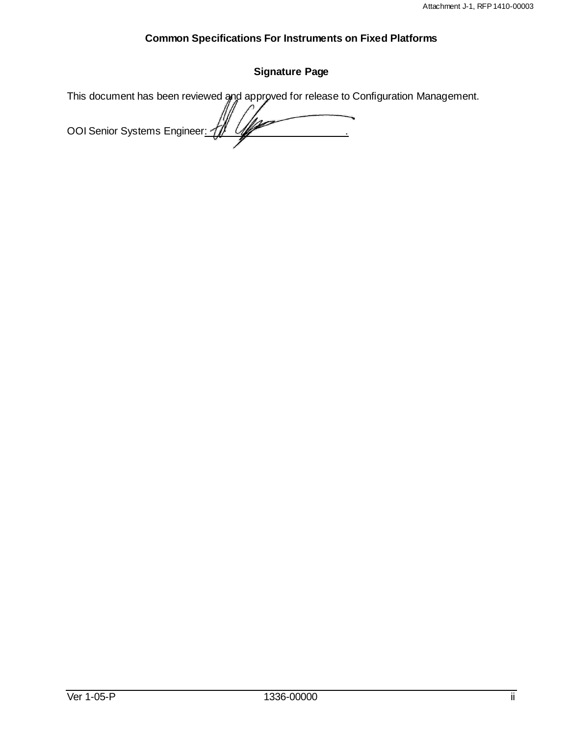## Common Specifications For Instruments on Fixed Platforms

### Signature Page

This document has been reviewed and approved for release to Configuration Management.

OOI Senior Systems Engineer: ______________________.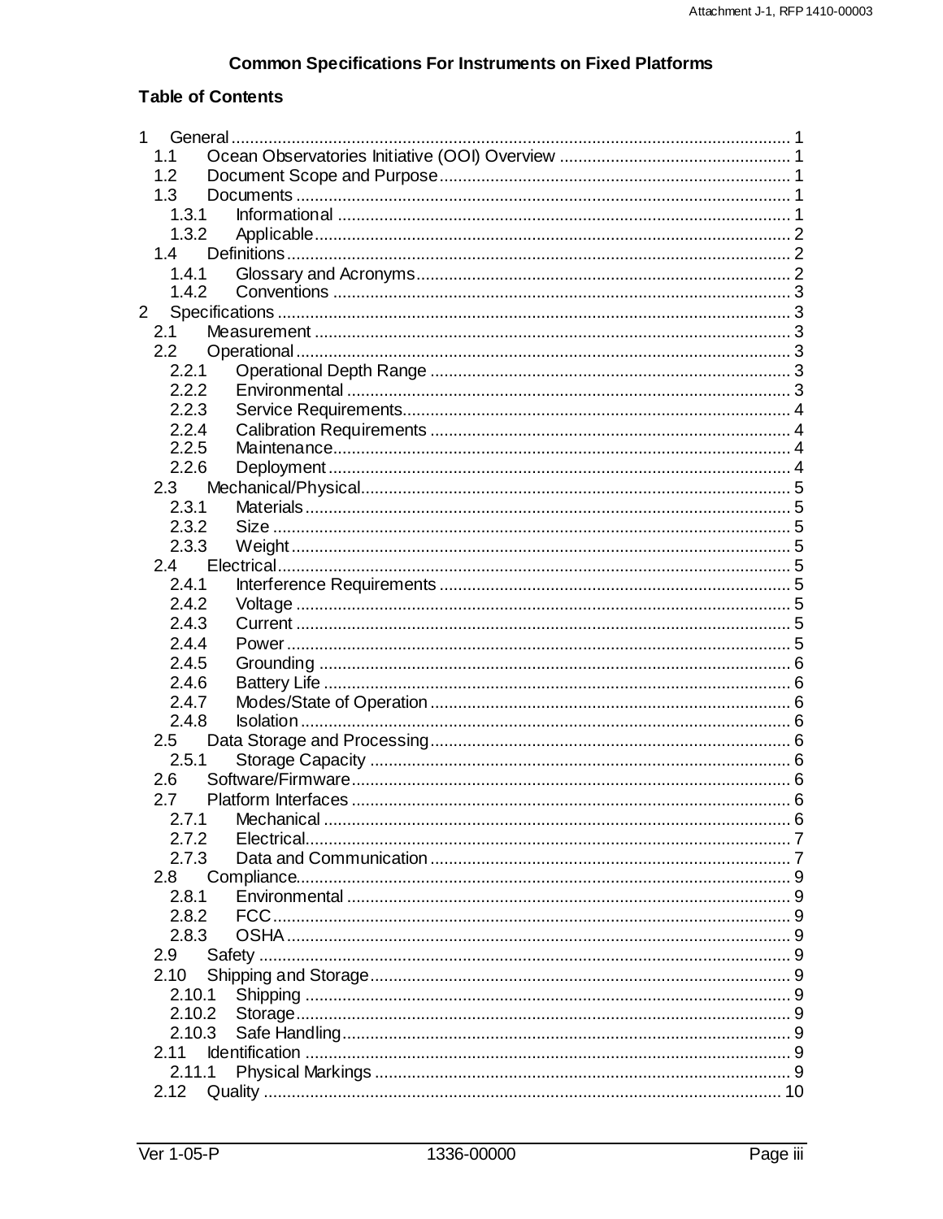# Common Specifications For Instruments on Fixed Platforms

## Table of Contents

- 1 General ........ 1
  - 1.1 Ocean Observatories Initiative (OOI) Overview ........ 1
  - 1.2 Document Scope and Purpose ........ 1
  - 1.3 Documents ........ 1
    - 1.3.1 Informational ........ 1
    - 1.3.2 Applicable ........ 2
  - 1.4 Definitions ........ 2
    - 1.4.1 Glossary and Acronyms ........ 2
    - 1.4.2 Conventions ........ 3
- 2 Specifications ........ 3
  - 2.1 Measurement ........ 3
  - 2.2 Operational ........ 3
    - 2.2.1 Operational Depth Range ........ 3
    - 2.2.2 Environmental ........ 3
    - 2.2.3 Service Requirements ........ 4
    - 2.2.4 Calibration Requirements ........ 4
    - 2.2.5 Maintenance ........ 4
    - 2.2.6 Deployment ........ 4
  - 2.3 Mechanical/Physical ........ 5
    - 2.3.1 Materials ........ 5
    - 2.3.2 Size ........ 5
    - 2.3.3 Weight ........ 5
  - 2.4 Electrical ........ 5
    - 2.4.1 Interference Requirements ........ 5
    - 2.4.2 Voltage ........ 5
    - 2.4.3 Current ........ 5
    - 2.4.4 Power ........ 5
    - 2.4.5 Grounding ........ 6
    - 2.4.6 Battery Life ........ 6
    - 2.4.7 Modes/State of Operation ........ 6
    - 2.4.8 Isolation ........ 6
  - 2.5 Data Storage and Processing ........ 6
    - 2.5.1 Storage Capacity ........ 6
  - 2.6 Software/Firmware ........ 6
  - 2.7 Platform Interfaces ........ 6
    - 2.7.1 Mechanical ........ 6
    - 2.7.2 Electrical ........ 7
    - 2.7.3 Data and Communication ........ 7
  - 2.8 Compliance ........ 9
    - 2.8.1 Environmental ........ 9
    - 2.8.2 FCC ........ 9
    - 2.8.3 OSHA ........ 9
  - 2.9 Safety ........ 9
  - 2.10 Shipping and Storage ........ 9
    - 2.10.1 Shipping ........ 9
    - 2.10.2 Storage ........ 9
    - 2.10.3 Safe Handling ........ 9
  - 2.11 Identification ........ 9
    - 2.11.1 Physical Markings ........ 9
  - 2.12 Quality ........ 10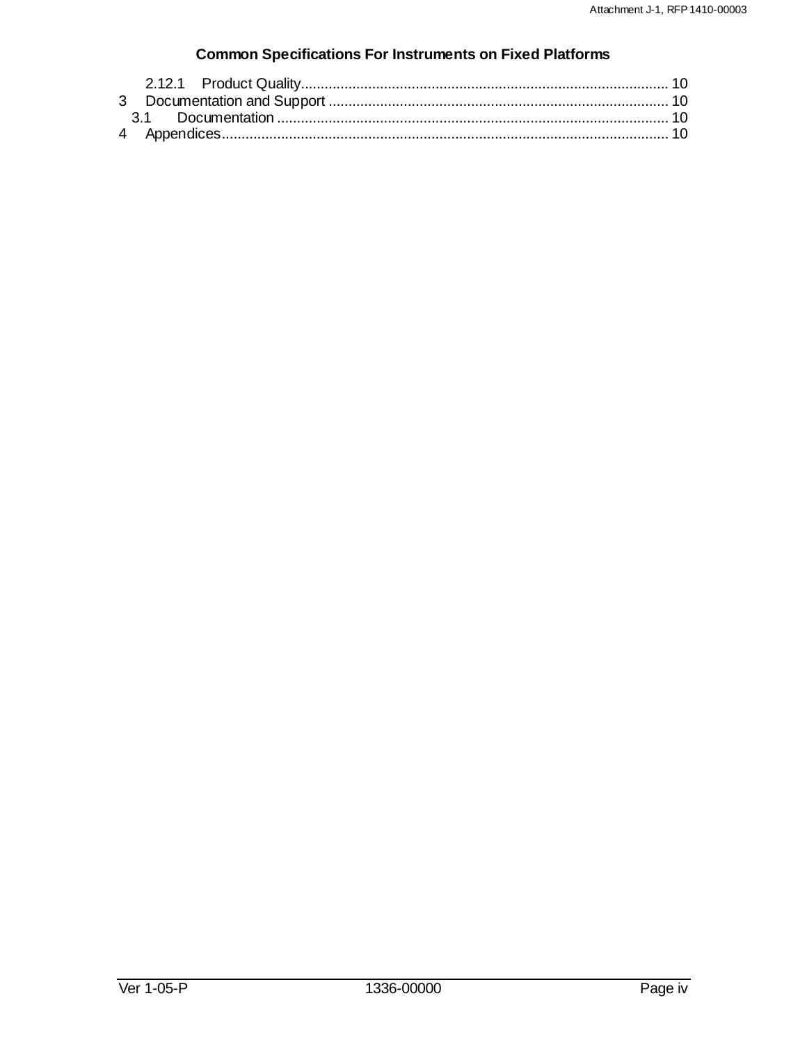# Common Specifications For Instruments on Fixed Platforms

2.12.1 Product Quality ............................................................................................ 10
3 Documentation and Support ..................................................................................... 10
3.1 Documentation ................................................................................................. 10
4 Appendices ................................................................................................................ 10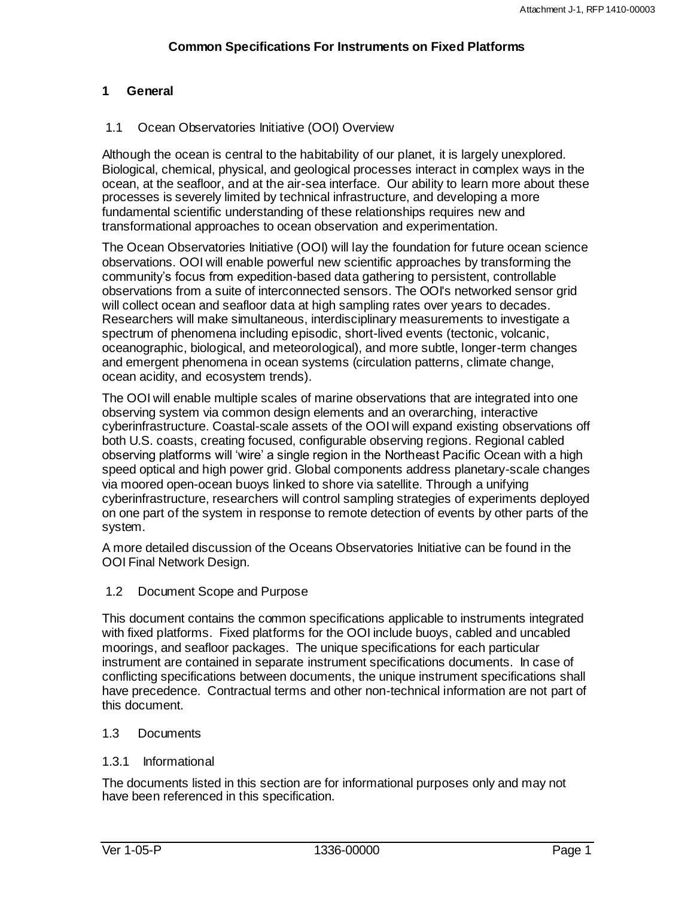# Common Specifications For Instruments on Fixed Platforms

## 1 General

### 1.1 Ocean Observatories Initiative (OOI) Overview

Although the ocean is central to the habitability of our planet, it is largely unexplored. Biological, chemical, physical, and geological processes interact in complex ways in the ocean, at the seafloor, and at the air-sea interface. Our ability to learn more about these processes is severely limited by technical infrastructure, and developing a more fundamental scientific understanding of these relationships requires new and transformational approaches to ocean observation and experimentation.

The Ocean Observatories Initiative (OOI) will lay the foundation for future ocean science observations. OOI will enable powerful new scientific approaches by transforming the community's focus from expedition-based data gathering to persistent, controllable observations from a suite of interconnected sensors. The OOI's networked sensor grid will collect ocean and seafloor data at high sampling rates over years to decades. Researchers will make simultaneous, interdisciplinary measurements to investigate a spectrum of phenomena including episodic, short-lived events (tectonic, volcanic, oceanographic, biological, and meteorological), and more subtle, longer-term changes and emergent phenomena in ocean systems (circulation patterns, climate change, ocean acidity, and ecosystem trends).

The OOI will enable multiple scales of marine observations that are integrated into one observing system via common design elements and an overarching, interactive cyberinfrastructure. Coastal-scale assets of the OOI will expand existing observations off both U.S. coasts, creating focused, configurable observing regions. Regional cabled observing platforms will 'wire' a single region in the Northeast Pacific Ocean with a high speed optical and high power grid. Global components address planetary-scale changes via moored open-ocean buoys linked to shore via satellite. Through a unifying cyberinfrastructure, researchers will control sampling strategies of experiments deployed on one part of the system in response to remote detection of events by other parts of the system.

A more detailed discussion of the Oceans Observatories Initiative can be found in the OOI Final Network Design.

### 1.2 Document Scope and Purpose

This document contains the common specifications applicable to instruments integrated with fixed platforms. Fixed platforms for the OOI include buoys, cabled and uncabled moorings, and seafloor packages. The unique specifications for each particular instrument are contained in separate instrument specifications documents. In case of conflicting specifications between documents, the unique instrument specifications shall have precedence. Contractual terms and other non-technical information are not part of this document.

### 1.3 Documents

#### 1.3.1 Informational

The documents listed in this section are for informational purposes only and may not have been referenced in this specification.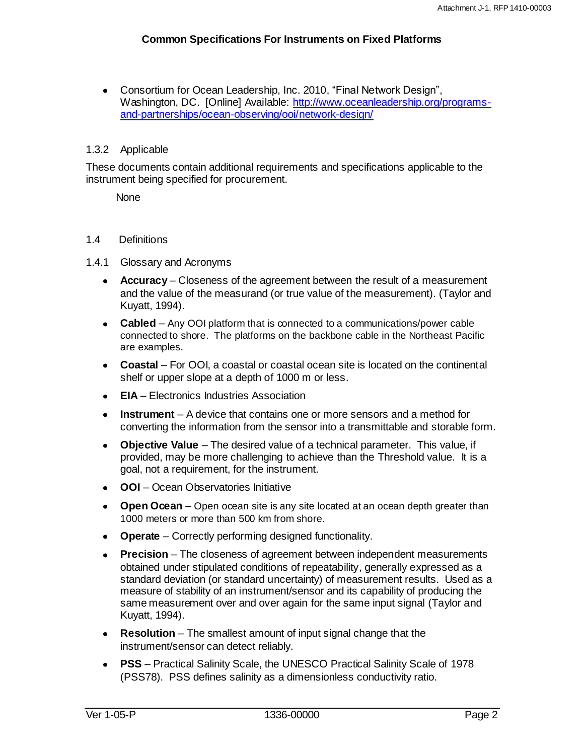- Consortium for Ocean Leadership, Inc. 2010, "Final Network Design", Washington, DC. [Online] Available: [http://www.oceanleadership.org/programs-and-partnerships/ocean-observing/ooi/network-design/](http://www.oceanleadership.org/programs-and-partnerships/ocean-observing/ooi/network-design/)

### 1.3.2 Applicable

These documents contain additional requirements and specifications applicable to the instrument being specified for procurement.

None

## 1.4 Definitions

### 1.4.1 Glossary and Acronyms

- **Accuracy** – Closeness of the agreement between the result of a measurement and the value of the measurand (or true value of the measurement). (Taylor and Kuyatt, 1994).
- **Cabled** – Any OOI platform that is connected to a communications/power cable connected to shore. The platforms on the backbone cable in the Northeast Pacific are examples.
- **Coastal** – For OOI, a coastal or coastal ocean site is located on the continental shelf or upper slope at a depth of 1000 m or less.
- **EIA** – Electronics Industries Association
- **Instrument** – A device that contains one or more sensors and a method for converting the information from the sensor into a transmittable and storable form.
- **Objective Value** – The desired value of a technical parameter. This value, if provided, may be more challenging to achieve than the Threshold value. It is a goal, not a requirement, for the instrument.
- **OOI** – Ocean Observatories Initiative
- **Open Ocean** – Open ocean site is any site located at an ocean depth greater than 1000 meters or more than 500 km from shore.
- **Operate** – Correctly performing designed functionality.
- **Precision** – The closeness of agreement between independent measurements obtained under stipulated conditions of repeatability, generally expressed as a standard deviation (or standard uncertainty) of measurement results. Used as a measure of stability of an instrument/sensor and its capability of producing the same measurement over and over again for the same input signal (Taylor and Kuyatt, 1994).
- **Resolution** – The smallest amount of input signal change that the instrument/sensor can detect reliably.
- **PSS** – Practical Salinity Scale, the UNESCO Practical Salinity Scale of 1978 (PSS78). PSS defines salinity as a dimensionless conductivity ratio.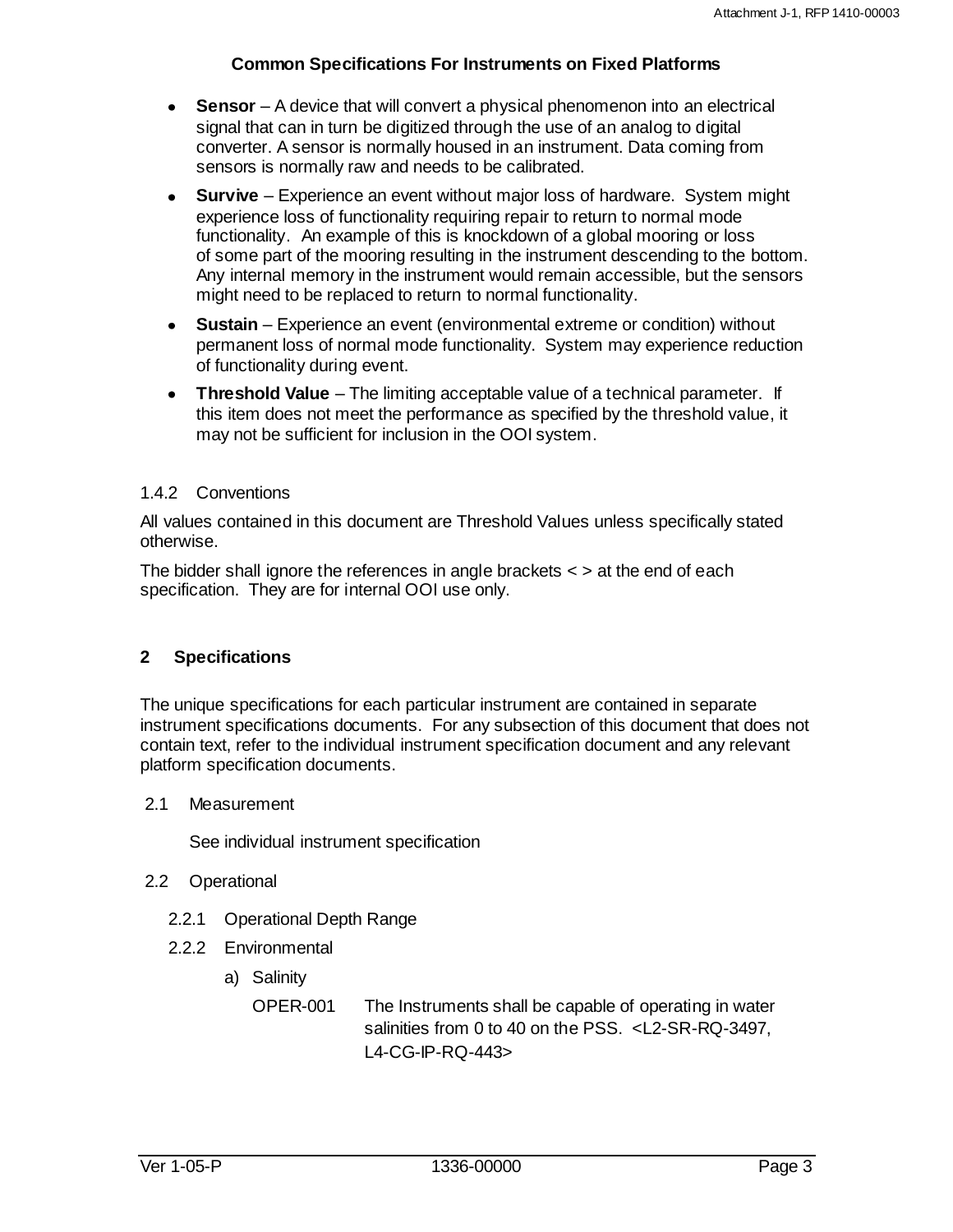- **Sensor** – A device that will convert a physical phenomenon into an electrical signal that can in turn be digitized through the use of an analog to digital converter. A sensor is normally housed in an instrument. Data coming from sensors is normally raw and needs to be calibrated.
- **Survive** – Experience an event without major loss of hardware. System might experience loss of functionality requiring repair to return to normal mode functionality. An example of this is knockdown of a global mooring or loss of some part of the mooring resulting in the instrument descending to the bottom. Any internal memory in the instrument would remain accessible, but the sensors might need to be replaced to return to normal functionality.
- **Sustain** – Experience an event (environmental extreme or condition) without permanent loss of normal mode functionality. System may experience reduction of functionality during event.
- **Threshold Value** – The limiting acceptable value of a technical parameter. If this item does not meet the performance as specified by the threshold value, it may not be sufficient for inclusion in the OOI system.

### 1.4.2 Conventions

All values contained in this document are Threshold Values unless specifically stated otherwise.

The bidder shall ignore the references in angle brackets < > at the end of each specification. They are for internal OOI use only.

# 2 Specifications

The unique specifications for each particular instrument are contained in separate instrument specifications documents. For any subsection of this document that does not contain text, refer to the individual instrument specification document and any relevant platform specification documents.

## 2.1 Measurement

See individual instrument specification

## 2.2 Operational

### 2.2.1 Operational Depth Range

### 2.2.2 Environmental

a) Salinity

OPER-001 The Instruments shall be capable of operating in water salinities from 0 to 40 on the PSS. <L2-SR-RQ-3497, L4-CG-IP-RQ-443>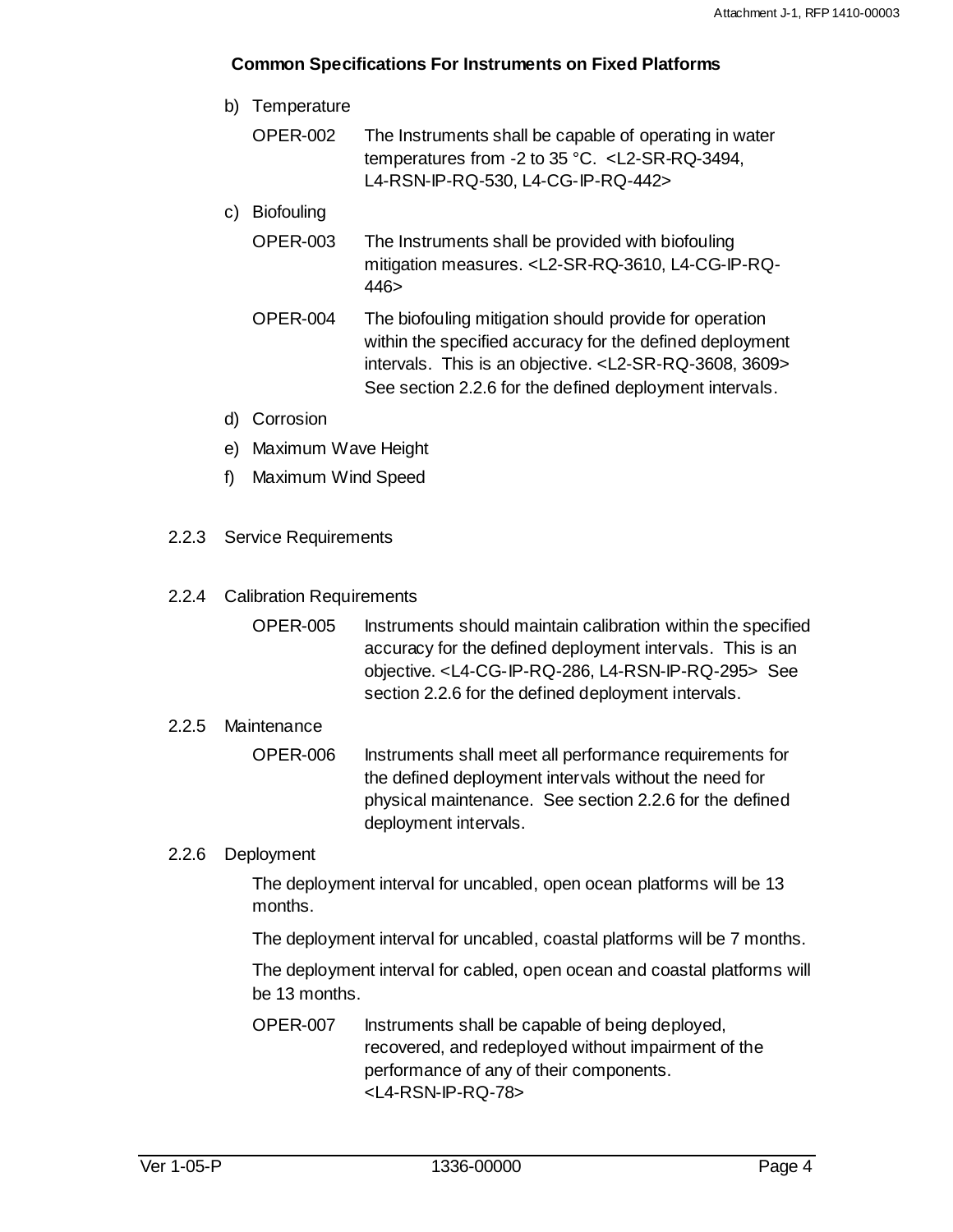b) Temperature

| | |
|---|---|
| OPER-002 | The Instruments shall be capable of operating in water temperatures from -2 to 35 °C. <L2-SR-RQ-3494, L4-RSN-IP-RQ-530, L4-CG-IP-RQ-442> |

c) Biofouling

| | |
|---|---|
| OPER-003 | The Instruments shall be provided with biofouling mitigation measures. <L2-SR-RQ-3610, L4-CG-IP-RQ-446> |
| OPER-004 | The biofouling mitigation should provide for operation within the specified accuracy for the defined deployment intervals. This is an objective. <L2-SR-RQ-3608, 3609> See section 2.2.6 for the defined deployment intervals. |

d) Corrosion

e) Maximum Wave Height

f) Maximum Wind Speed

### 2.2.3 Service Requirements

### 2.2.4 Calibration Requirements

| | |
|---|---|
| OPER-005 | Instruments should maintain calibration within the specified accuracy for the defined deployment intervals. This is an objective. <L4-CG-IP-RQ-286, L4-RSN-IP-RQ-295> See section 2.2.6 for the defined deployment intervals. |

### 2.2.5 Maintenance

| | |
|---|---|
| OPER-006 | Instruments shall meet all performance requirements for the defined deployment intervals without the need for physical maintenance. See section 2.2.6 for the defined deployment intervals. |

### 2.2.6 Deployment

The deployment interval for uncabled, open ocean platforms will be 13 months.

The deployment interval for uncabled, coastal platforms will be 7 months.

The deployment interval for cabled, open ocean and coastal platforms will be 13 months.

| | |
|---|---|
| OPER-007 | Instruments shall be capable of being deployed, recovered, and redeployed without impairment of the performance of any of their components. <L4-RSN-IP-RQ-78> |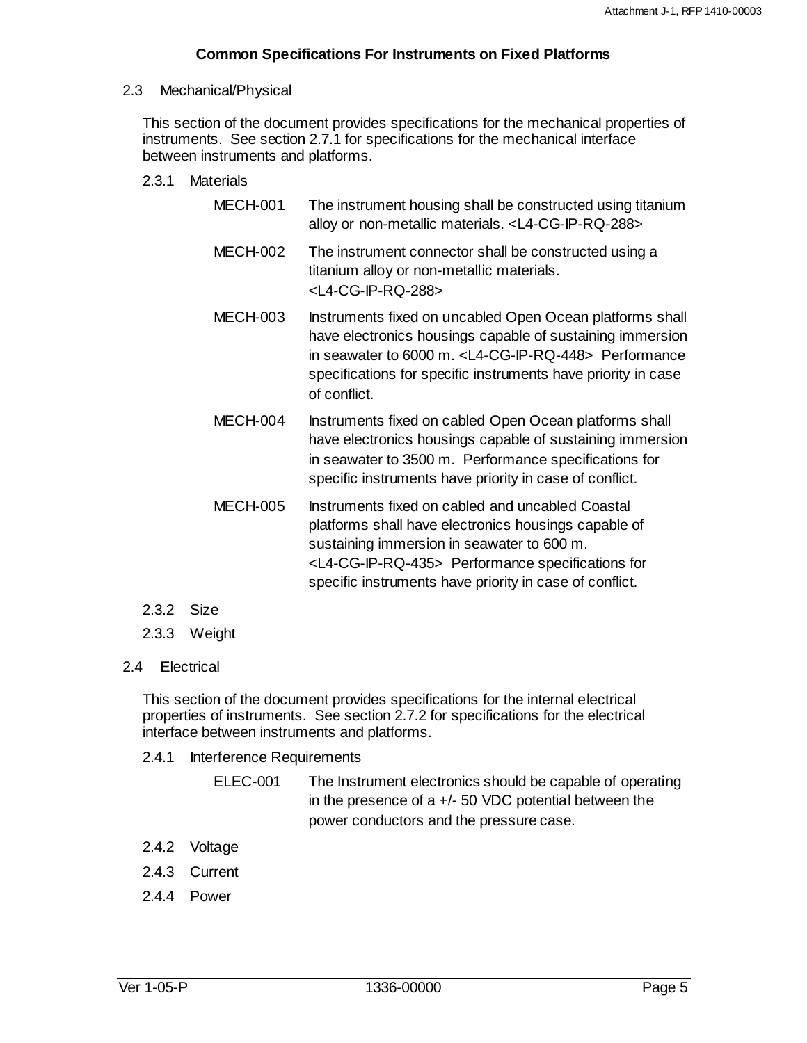## 2.3 Mechanical/Physical

This section of the document provides specifications for the mechanical properties of instruments. See section 2.7.1 for specifications for the mechanical interface between instruments and platforms.

### 2.3.1 Materials

MECH-001 The instrument housing shall be constructed using titanium alloy or non-metallic materials. <L4-CG-IP-RQ-288>

MECH-002 The instrument connector shall be constructed using a titanium alloy or non-metallic materials. <L4-CG-IP-RQ-288>

MECH-003 Instruments fixed on uncabled Open Ocean platforms shall have electronics housings capable of sustaining immersion in seawater to 6000 m. <L4-CG-IP-RQ-448> Performance specifications for specific instruments have priority in case of conflict.

MECH-004 Instruments fixed on cabled Open Ocean platforms shall have electronics housings capable of sustaining immersion in seawater to 3500 m. Performance specifications for specific instruments have priority in case of conflict.

MECH-005 Instruments fixed on cabled and uncabled Coastal platforms shall have electronics housings capable of sustaining immersion in seawater to 600 m. <L4-CG-IP-RQ-435> Performance specifications for specific instruments have priority in case of conflict.

### 2.3.2 Size

### 2.3.3 Weight

## 2.4 Electrical

This section of the document provides specifications for the internal electrical properties of instruments. See section 2.7.2 for specifications for the electrical interface between instruments and platforms.

### 2.4.1 Interference Requirements

ELEC-001 The Instrument electronics should be capable of operating in the presence of a +/- 50 VDC potential between the power conductors and the pressure case.

### 2.4.2 Voltage

### 2.4.3 Current

### 2.4.4 Power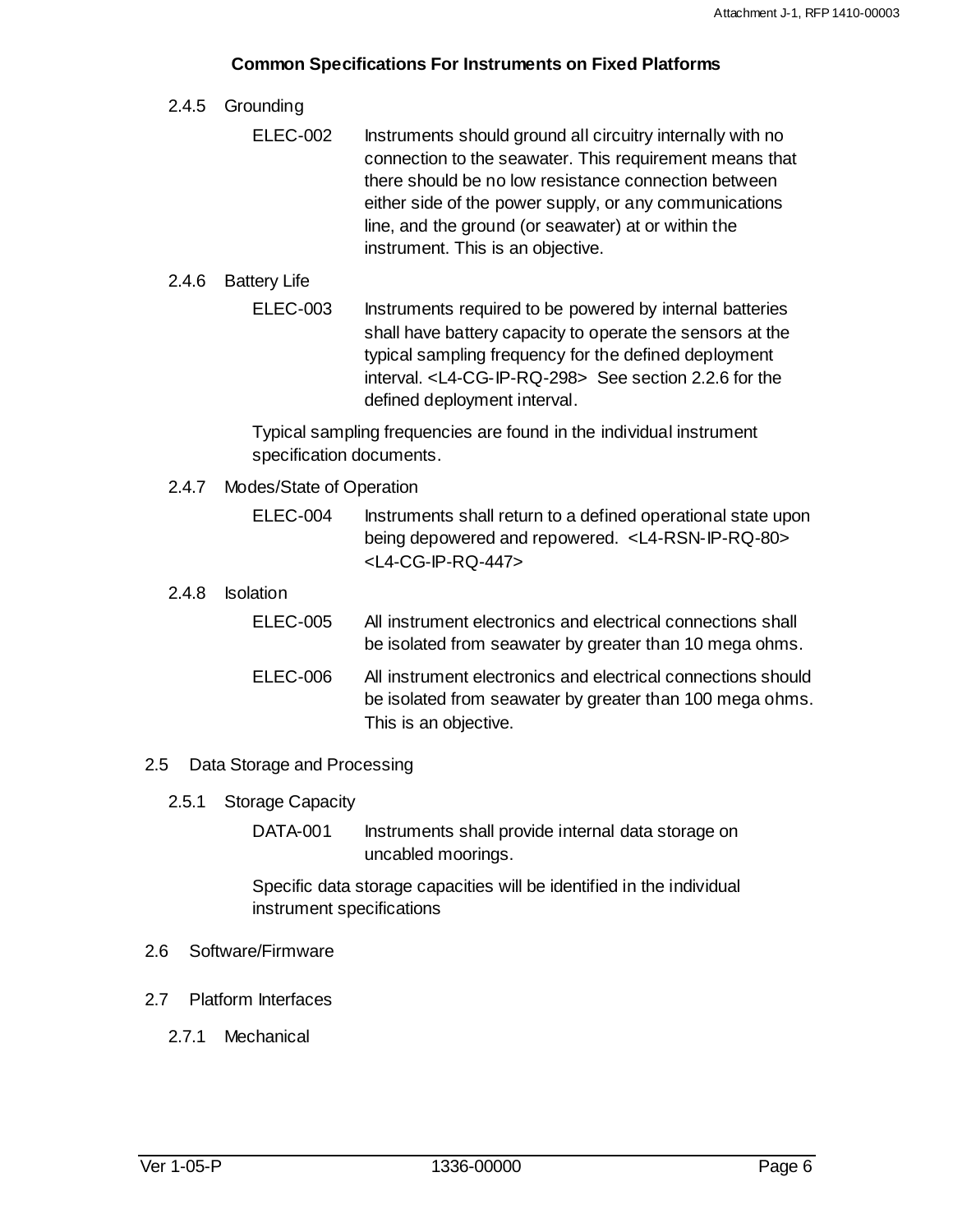#### 2.4.5 Grounding

ELEC-002 Instruments should ground all circuitry internally with no connection to the seawater. This requirement means that there should be no low resistance connection between either side of the power supply, or any communications line, and the ground (or seawater) at or within the instrument. This is an objective.

#### 2.4.6 Battery Life

ELEC-003 Instruments required to be powered by internal batteries shall have battery capacity to operate the sensors at the typical sampling frequency for the defined deployment interval. <L4-CG-IP-RQ-298> See section 2.2.6 for the defined deployment interval.

Typical sampling frequencies are found in the individual instrument specification documents.

#### 2.4.7 Modes/State of Operation

ELEC-004 Instruments shall return to a defined operational state upon being depowered and repowered. <L4-RSN-IP-RQ-80> <L4-CG-IP-RQ-447>

#### 2.4.8 Isolation

ELEC-005 All instrument electronics and electrical connections shall be isolated from seawater by greater than 10 mega ohms.

ELEC-006 All instrument electronics and electrical connections should be isolated from seawater by greater than 100 mega ohms. This is an objective.

## 2.5 Data Storage and Processing

#### 2.5.1 Storage Capacity

DATA-001 Instruments shall provide internal data storage on uncabled moorings.

Specific data storage capacities will be identified in the individual instrument specifications

## 2.6 Software/Firmware

## 2.7 Platform Interfaces

#### 2.7.1 Mechanical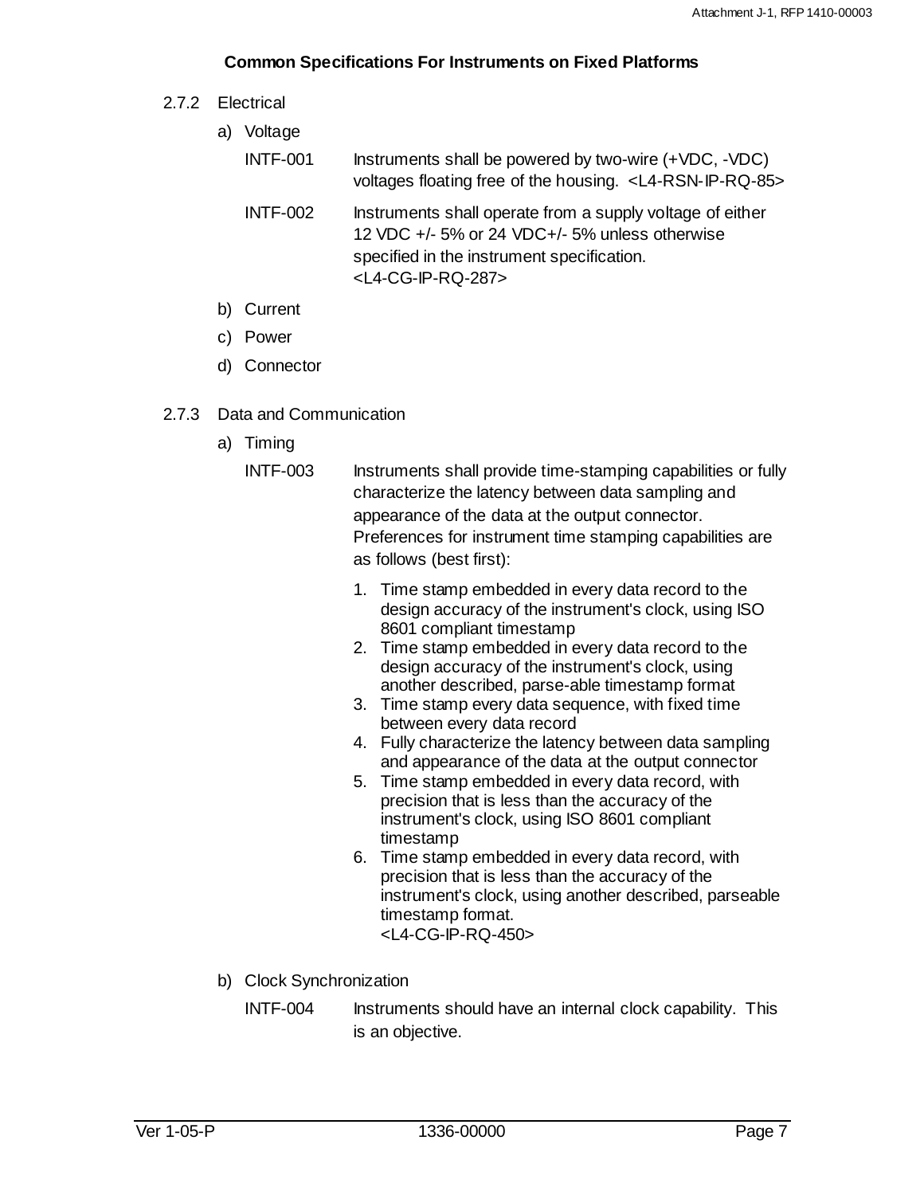#### 2.7.2 Electrical

a) Voltage

INTF-001 Instruments shall be powered by two-wire (+VDC, -VDC) voltages floating free of the housing. <L4-RSN-IP-RQ-85>

INTF-002 Instruments shall operate from a supply voltage of either 12 VDC +/- 5% or 24 VDC+/- 5% unless otherwise specified in the instrument specification. <L4-CG-IP-RQ-287>

b) Current

c) Power

d) Connector

#### 2.7.3 Data and Communication

a) Timing

INTF-003 Instruments shall provide time-stamping capabilities or fully characterize the latency between data sampling and appearance of the data at the output connector. Preferences for instrument time stamping capabilities are as follows (best first):

1. Time stamp embedded in every data record to the design accuracy of the instrument's clock, using ISO 8601 compliant timestamp
2. Time stamp embedded in every data record to the design accuracy of the instrument's clock, using another described, parse-able timestamp format
3. Time stamp every data sequence, with fixed time between every data record
4. Fully characterize the latency between data sampling and appearance of the data at the output connector
5. Time stamp embedded in every data record, with precision that is less than the accuracy of the instrument's clock, using ISO 8601 compliant timestamp
6. Time stamp embedded in every data record, with precision that is less than the accuracy of the instrument's clock, using another described, parseable timestamp format.
   <L4-CG-IP-RQ-450>

b) Clock Synchronization

INTF-004 Instruments should have an internal clock capability. This is an objective.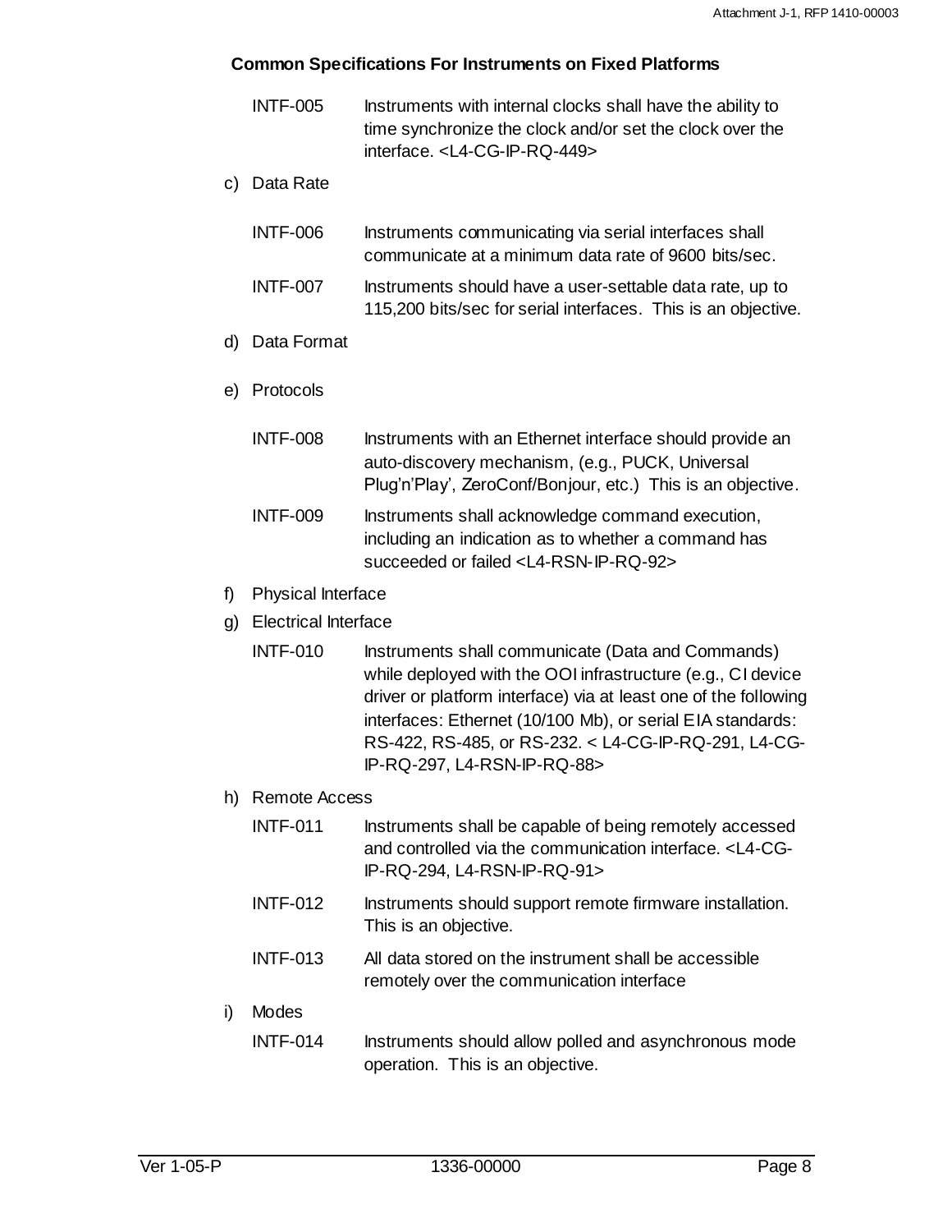**Common Specifications For Instruments on Fixed Platforms**

| | |
|---|---|
| INTF-005 | Instruments with internal clocks shall have the ability to time synchronize the clock and/or set the clock over the interface. <L4-CG-IP-RQ-449> |

c) Data Rate

| | |
|---|---|
| INTF-006 | Instruments communicating via serial interfaces shall communicate at a minimum data rate of 9600 bits/sec. |
| INTF-007 | Instruments should have a user-settable data rate, up to 115,200 bits/sec for serial interfaces. This is an objective. |

d) Data Format

e) Protocols

| | |
|---|---|
| INTF-008 | Instruments with an Ethernet interface should provide an auto-discovery mechanism, (e.g., PUCK, Universal Plug'n'Play', ZeroConf/Bonjour, etc.) This is an objective. |
| INTF-009 | Instruments shall acknowledge command execution, including an indication as to whether a command has succeeded or failed <L4-RSN-IP-RQ-92> |

f) Physical Interface

g) Electrical Interface

| | |
|---|---|
| INTF-010 | Instruments shall communicate (Data and Commands) while deployed with the OOI infrastructure (e.g., CI device driver or platform interface) via at least one of the following interfaces: Ethernet (10/100 Mb), or serial EIA standards: RS-422, RS-485, or RS-232. < L4-CG-IP-RQ-291, L4-CG-IP-RQ-297, L4-RSN-IP-RQ-88> |

h) Remote Access

| | |
|---|---|
| INTF-011 | Instruments shall be capable of being remotely accessed and controlled via the communication interface. <L4-CG-IP-RQ-294, L4-RSN-IP-RQ-91> |
| INTF-012 | Instruments should support remote firmware installation. This is an objective. |
| INTF-013 | All data stored on the instrument shall be accessible remotely over the communication interface |

i) Modes

| | |
|---|---|
| INTF-014 | Instruments should allow polled and asynchronous mode operation. This is an objective. |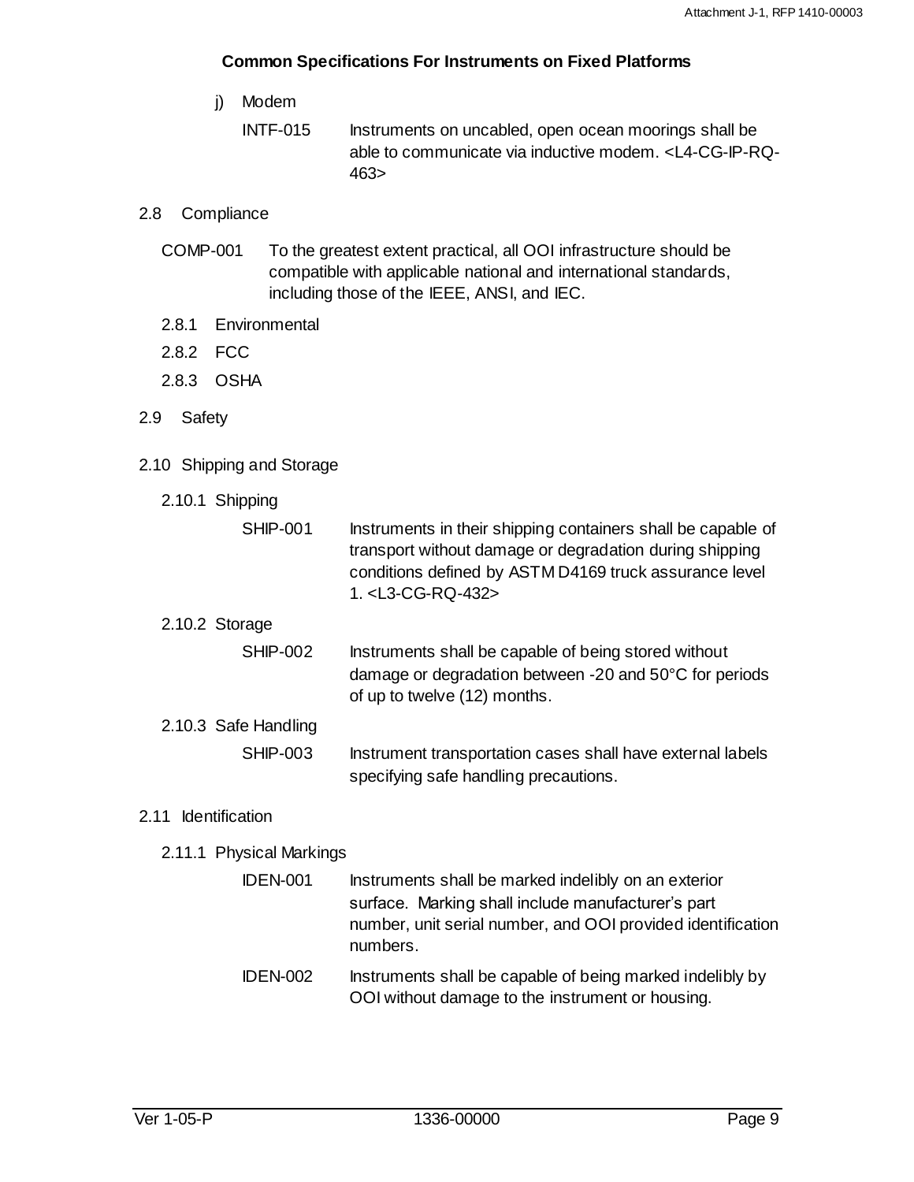j) Modem

INTF-015 Instruments on uncabled, open ocean moorings shall be able to communicate via inductive modem. <L4-CG-IP-RQ-463>

## 2.8 Compliance

COMP-001 To the greatest extent practical, all OOI infrastructure should be compatible with applicable national and international standards, including those of the IEEE, ANSI, and IEC.

### 2.8.1 Environmental

### 2.8.2 FCC

### 2.8.3 OSHA

## 2.9 Safety

## 2.10 Shipping and Storage

### 2.10.1 Shipping

SHIP-001 Instruments in their shipping containers shall be capable of transport without damage or degradation during shipping conditions defined by ASTM D4169 truck assurance level 1. <L3-CG-RQ-432>

### 2.10.2 Storage

SHIP-002 Instruments shall be capable of being stored without damage or degradation between -20 and 50°C for periods of up to twelve (12) months.

### 2.10.3 Safe Handling

SHIP-003 Instrument transportation cases shall have external labels specifying safe handling precautions.

## 2.11 Identification

### 2.11.1 Physical Markings

IDEN-001 Instruments shall be marked indelibly on an exterior surface. Marking shall include manufacturer's part number, unit serial number, and OOI provided identification numbers.

IDEN-002 Instruments shall be capable of being marked indelibly by OOI without damage to the instrument or housing.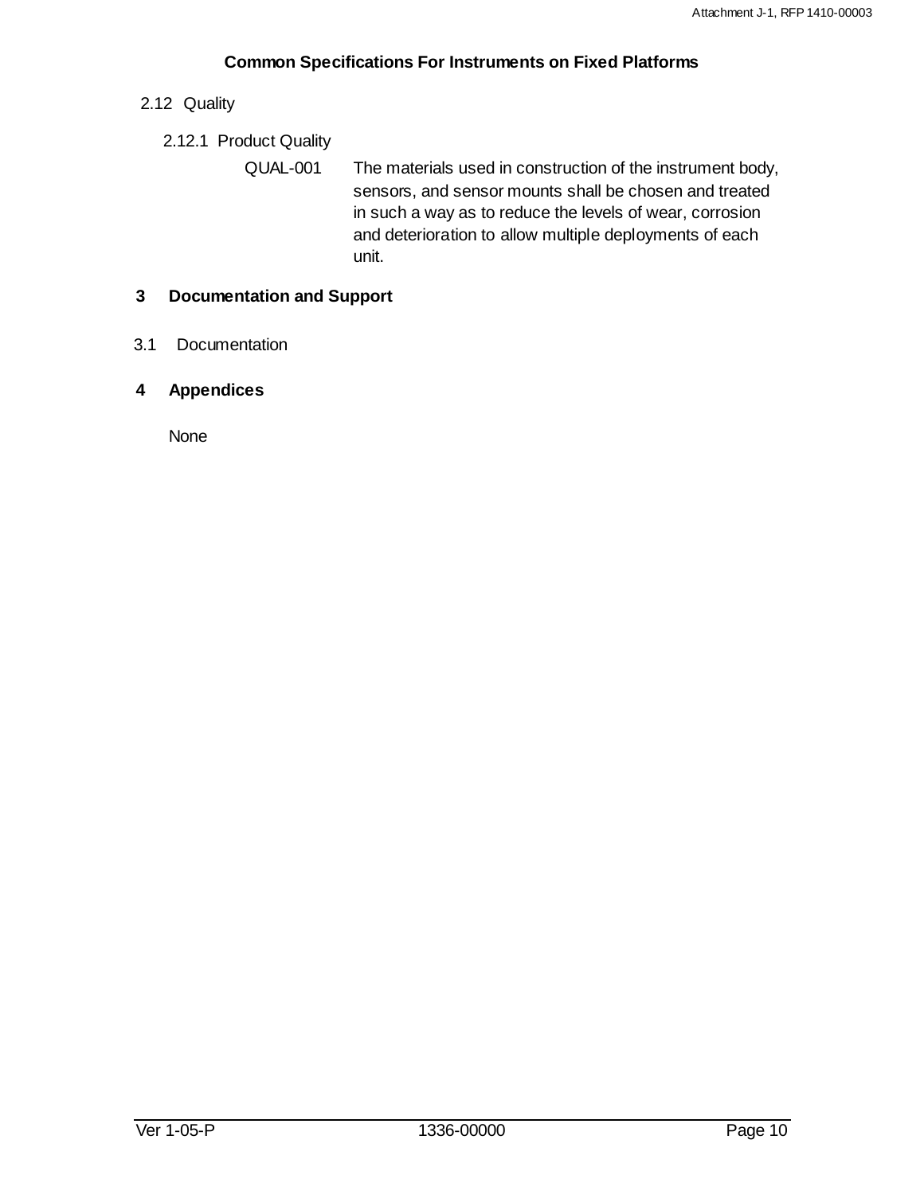### 2.12 Quality

#### 2.12.1 Product Quality

QUAL-001 The materials used in construction of the instrument body, sensors, and sensor mounts shall be chosen and treated in such a way as to reduce the levels of wear, corrosion and deterioration to allow multiple deployments of each unit.

## 3 Documentation and Support

### 3.1 Documentation

## 4 Appendices

None